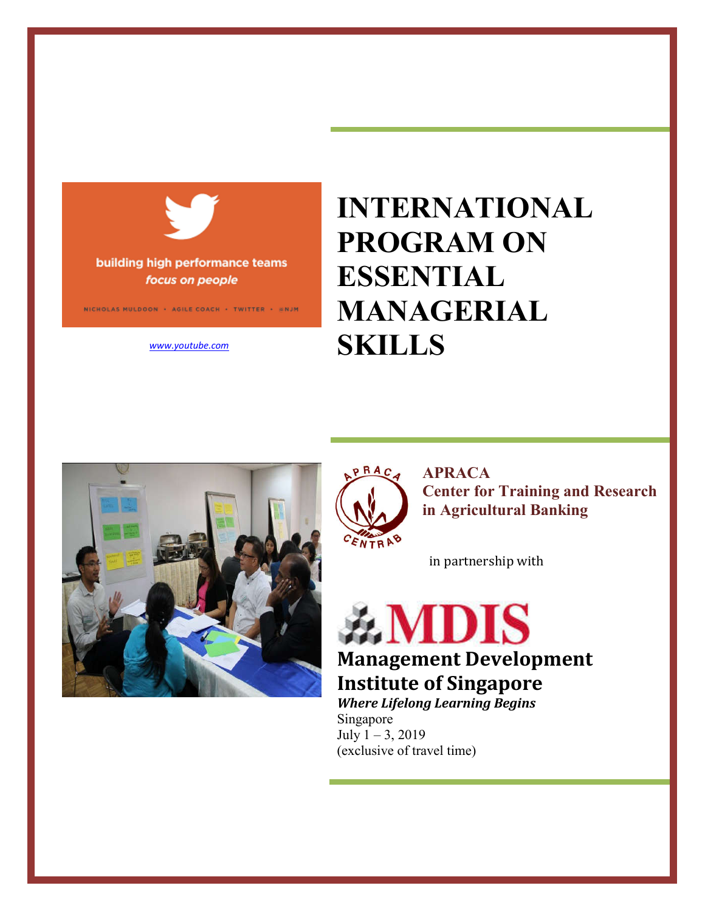www.youtube.com

# INTERNATIONAL PROGRAM ON ESSENTIAL MANAGERIAL SKILLS

**APRACA**
**Center for Training and Research in Agricultural Banking**

in partnership with

**MDIS**

**Management Development Institute of Singapore**

***Where Lifelong Learning Begins***

Singapore
July 1 – 3, 2019
(exclusive of travel time)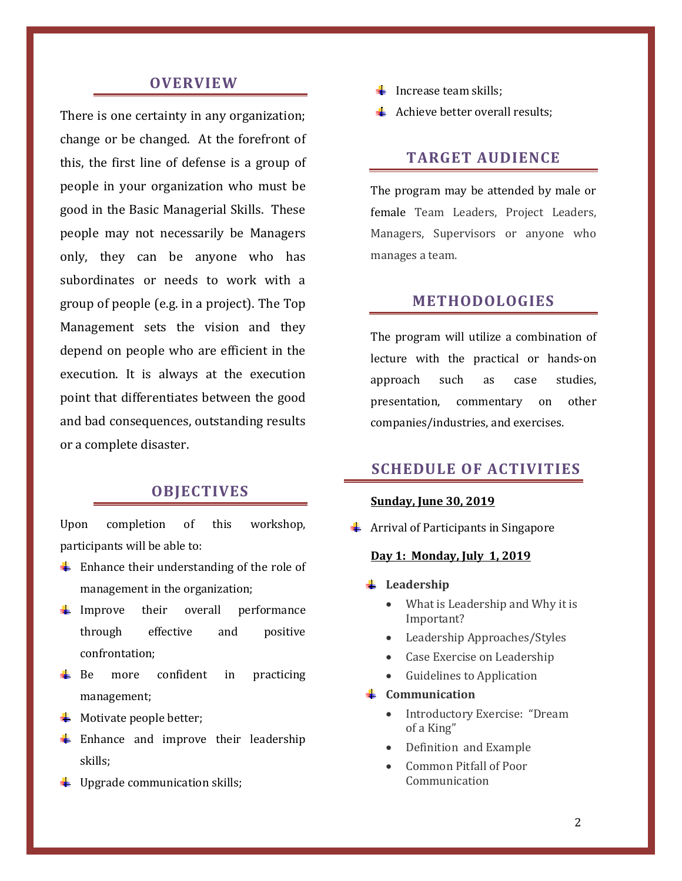## OVERVIEW

There is one certainty in any organization; change or be changed. At the forefront of this, the first line of defense is a group of people in your organization who must be good in the Basic Managerial Skills. These people may not necessarily be Managers only, they can be anyone who has subordinates or needs to work with a group of people (e.g. in a project). The Top Management sets the vision and they depend on people who are efficient in the execution. It is always at the execution point that differentiates between the good and bad consequences, outstanding results or a complete disaster.

## OBJECTIVES

Upon completion of this workshop, participants will be able to:

- Enhance their understanding of the role of management in the organization;
- Improve their overall performance through effective and positive confrontation;
- Be more confident in practicing management;
- Motivate people better;
- Enhance and improve their leadership skills;
- Upgrade communication skills;
- Increase team skills;
- Achieve better overall results;

## TARGET AUDIENCE

The program may be attended by male or female Team Leaders, Project Leaders, Managers, Supervisors or anyone who manages a team.

## METHODOLOGIES

The program will utilize a combination of lecture with the practical or hands-on approach such as case studies, presentation, commentary on other companies/industries, and exercises.

## SCHEDULE OF ACTIVITIES

**Sunday, June 30, 2019**

- Arrival of Participants in Singapore

**Day 1: Monday, July 1, 2019**

- **Leadership**
  - What is Leadership and Why it is Important?
  - Leadership Approaches/Styles
  - Case Exercise on Leadership
  - Guidelines to Application
- **Communication**
  - Introductory Exercise: "Dream of a King"
  - Definition and Example
  - Common Pitfall of Poor Communication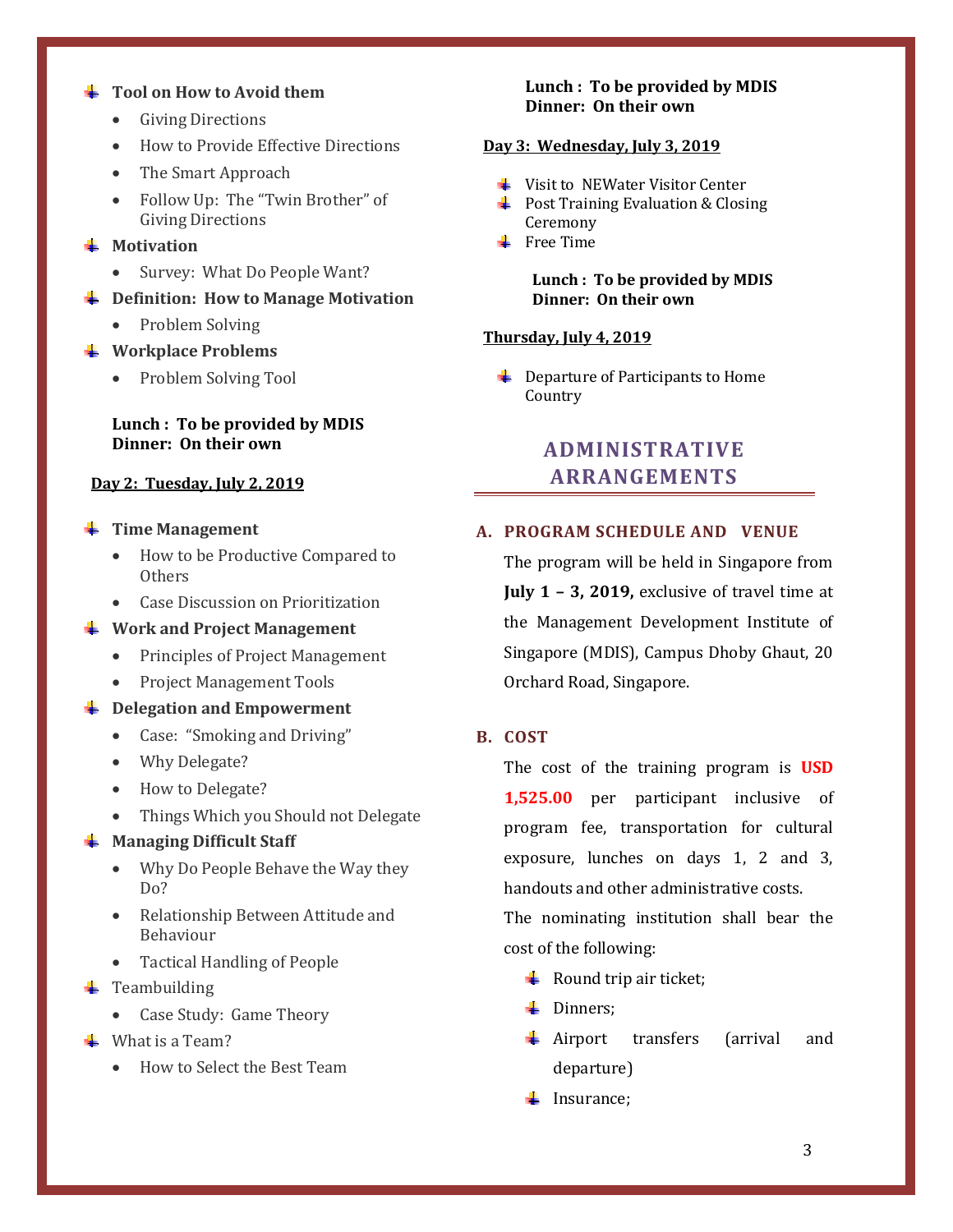- **Tool on How to Avoid them**
  - Giving Directions
  - How to Provide Effective Directions
  - The Smart Approach
  - Follow Up: The "Twin Brother" of Giving Directions
- **Motivation**
  - Survey: What Do People Want?
- **Definition: How to Manage Motivation**
  - Problem Solving
- **Workplace Problems**
  - Problem Solving Tool

**Lunch : To be provided by MDIS**
**Dinner: On their own**

**Day 2: Tuesday, July 2, 2019**

- **Time Management**
  - How to be Productive Compared to Others
  - Case Discussion on Prioritization
- **Work and Project Management**
  - Principles of Project Management
  - Project Management Tools
- **Delegation and Empowerment**
  - Case: "Smoking and Driving"
  - Why Delegate?
  - How to Delegate?
  - Things Which you Should not Delegate
- **Managing Difficult Staff**
  - Why Do People Behave the Way they Do?
  - Relationship Between Attitude and Behaviour
  - Tactical Handling of People
- Teambuilding
  - Case Study: Game Theory
- What is a Team?
  - How to Select the Best Team

**Lunch : To be provided by MDIS**
**Dinner: On their own**

**Day 3: Wednesday, July 3, 2019**

- Visit to NEWater Visitor Center
- Post Training Evaluation & Closing Ceremony
- Free Time

**Lunch : To be provided by MDIS**
**Dinner: On their own**

**Thursday, July 4, 2019**

- Departure of Participants to Home Country

# ADMINISTRATIVE ARRANGEMENTS

## A. PROGRAM SCHEDULE AND VENUE

The program will be held in Singapore from **July 1 – 3, 2019,** exclusive of travel time at the Management Development Institute of Singapore (MDIS), Campus Dhoby Ghaut, 20 Orchard Road, Singapore.

## B. COST

The cost of the training program is **USD 1,525.00** per participant inclusive of program fee, transportation for cultural exposure, lunches on days 1, 2 and 3, handouts and other administrative costs.

The nominating institution shall bear the cost of the following:

- Round trip air ticket;
- Dinners;
- Airport transfers (arrival and departure)
- Insurance;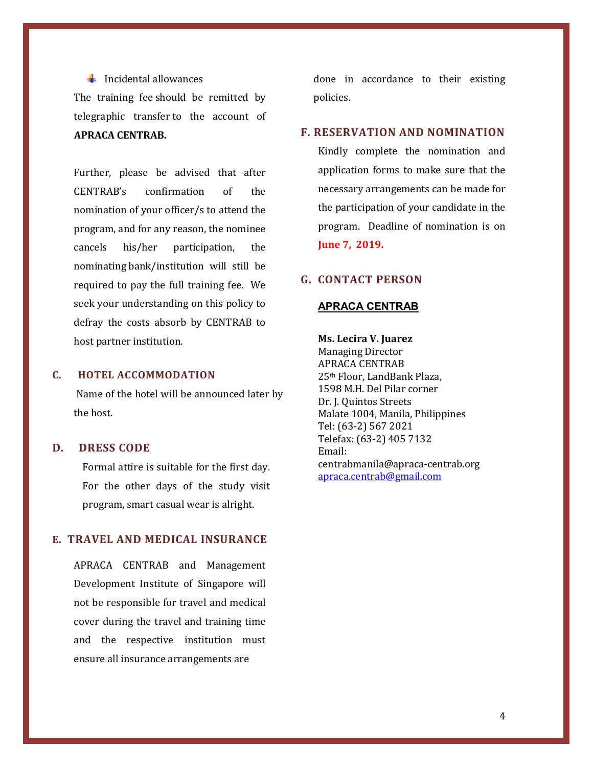- Incidental allowances

The training fee should be remitted by telegraphic transfer to the account of **APRACA CENTRAB.**

Further, please be advised that after CENTRAB's confirmation of the nomination of your officer/s to attend the program, and for any reason, the nominee cancels his/her participation, the nominating bank/institution will still be required to pay the full training fee. We seek your understanding on this policy to defray the costs absorb by CENTRAB to host partner institution.

## C. HOTEL ACCOMMODATION

Name of the hotel will be announced later by the host.

## D. DRESS CODE

Formal attire is suitable for the first day. For the other days of the study visit program, smart casual wear is alright.

## E. TRAVEL AND MEDICAL INSURANCE

APRACA CENTRAB and Management Development Institute of Singapore will not be responsible for travel and medical cover during the travel and training time and the respective institution must ensure all insurance arrangements are done in accordance to their existing policies.

## F. RESERVATION AND NOMINATION

Kindly complete the nomination and application forms to make sure that the necessary arrangements can be made for the participation of your candidate in the program. Deadline of nomination is on **June 7, 2019.**

## G. CONTACT PERSON

**APRACA CENTRAB**

**Ms. Lecira V. Juarez**
Managing Director
APRACA CENTRAB
25th Floor, LandBank Plaza,
1598 M.H. Del Pilar corner
Dr. J. Quintos Streets
Malate 1004, Manila, Philippines
Tel: (63-2) 567 2021
Telefax: (63-2) 405 7132
Email:
centrabmanila@apraca-centrab.org
apraca.centrab@gmail.com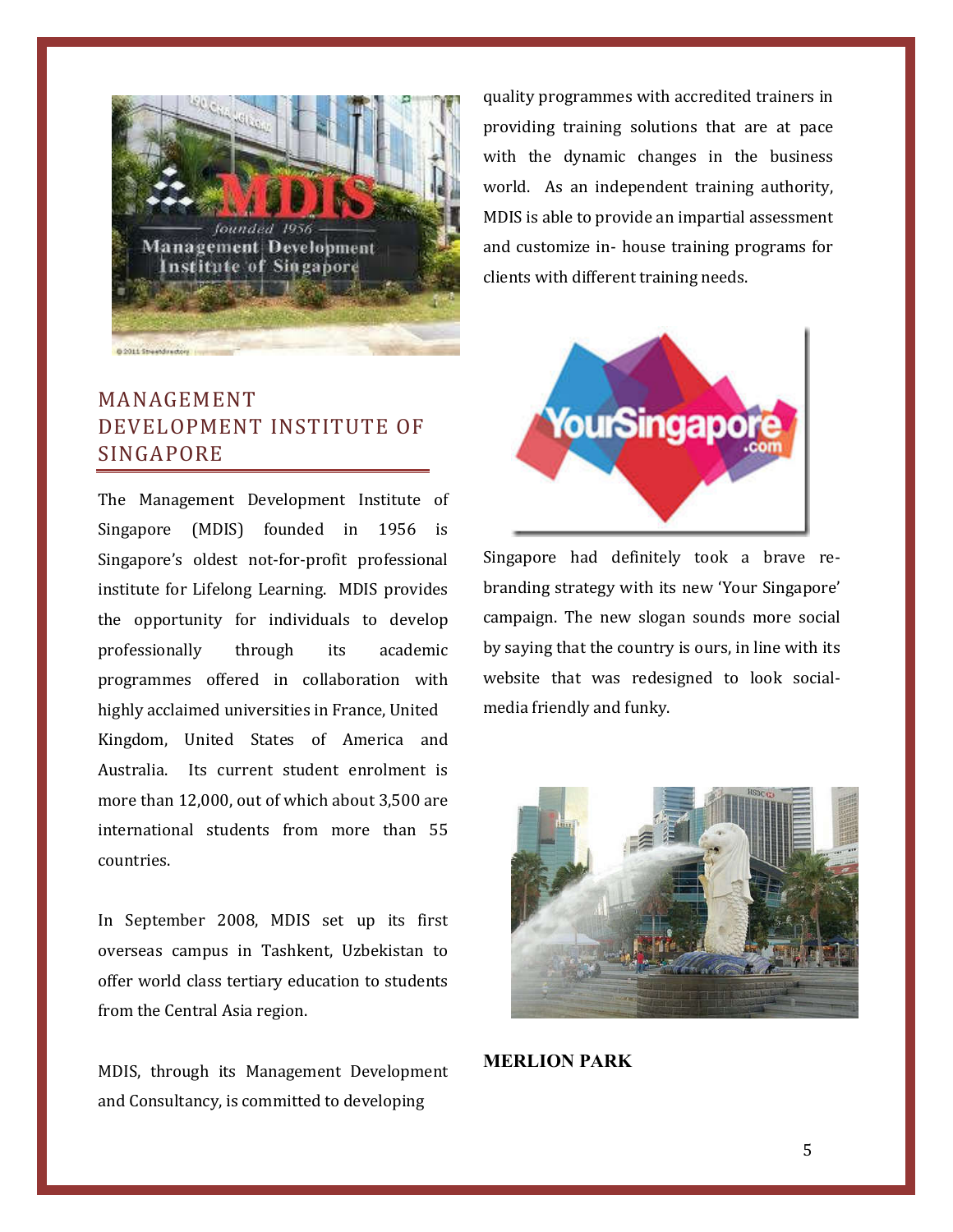## MANAGEMENT DEVELOPMENT INSTITUTE OF SINGAPORE

The Management Development Institute of Singapore (MDIS) founded in 1956 is Singapore's oldest not-for-profit professional institute for Lifelong Learning. MDIS provides the opportunity for individuals to develop professionally through its academic programmes offered in collaboration with highly acclaimed universities in France, United Kingdom, United States of America and Australia. Its current student enrolment is more than 12,000, out of which about 3,500 are international students from more than 55 countries.

In September 2008, MDIS set up its first overseas campus in Tashkent, Uzbekistan to offer world class tertiary education to students from the Central Asia region.

MDIS, through its Management Development and Consultancy, is committed to developing quality programmes with accredited trainers in providing training solutions that are at pace with the dynamic changes in the business world. As an independent training authority, MDIS is able to provide an impartial assessment and customize in- house training programs for clients with different training needs.

Singapore had definitely took a brave re-branding strategy with its new 'Your Singapore' campaign. The new slogan sounds more social by saying that the country is ours, in line with its website that was redesigned to look social-media friendly and funky.

**MERLION PARK**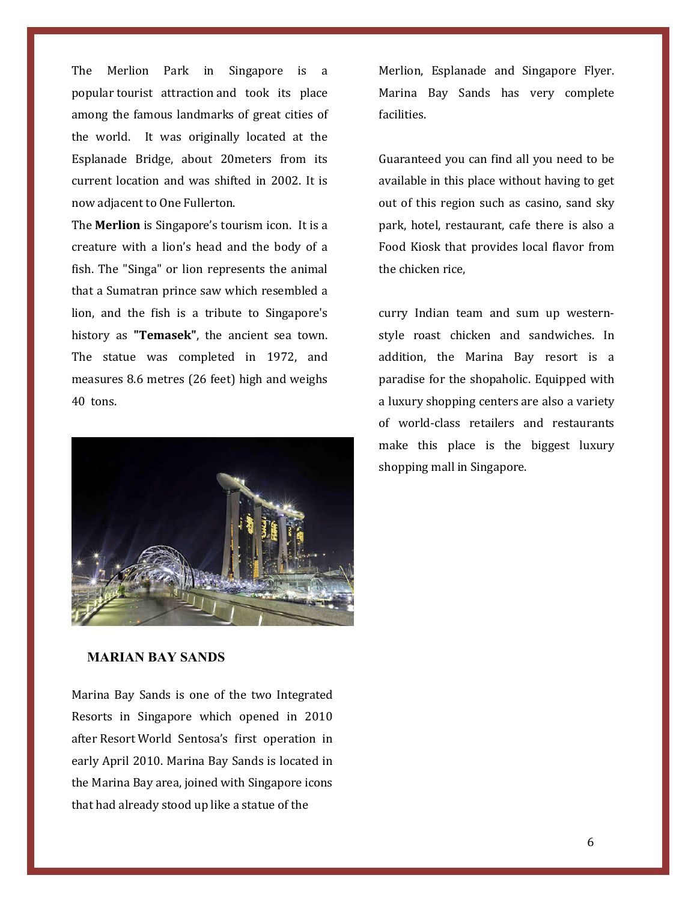The Merlion Park in Singapore is a popular tourist attraction and took its place among the famous landmarks of great cities of the world. It was originally located at the Esplanade Bridge, about 20meters from its current location and was shifted in 2002. It is now adjacent to One Fullerton.

The **Merlion** is Singapore's tourism icon. It is a creature with a lion's head and the body of a fish. The "Singa" or lion represents the animal that a Sumatran prince saw which resembled a lion, and the fish is a tribute to Singapore's history as **"Temasek"**, the ancient sea town. The statue was completed in 1972, and measures 8.6 metres (26 feet) high and weighs 40 tons.

## MARIAN BAY SANDS

Marina Bay Sands is one of the two Integrated Resorts in Singapore which opened in 2010 after Resort World Sentosa's first operation in early April 2010. Marina Bay Sands is located in the Marina Bay area, joined with Singapore icons that had already stood up like a statue of the Merlion, Esplanade and Singapore Flyer. Marina Bay Sands has very complete facilities.

Guaranteed you can find all you need to be available in this place without having to get out of this region such as casino, sand sky park, hotel, restaurant, cafe there is also a Food Kiosk that provides local flavor from the chicken rice,

curry Indian team and sum up western-style roast chicken and sandwiches. In addition, the Marina Bay resort is a paradise for the shopaholic. Equipped with a luxury shopping centers are also a variety of world-class retailers and restaurants make this place is the biggest luxury shopping mall in Singapore.